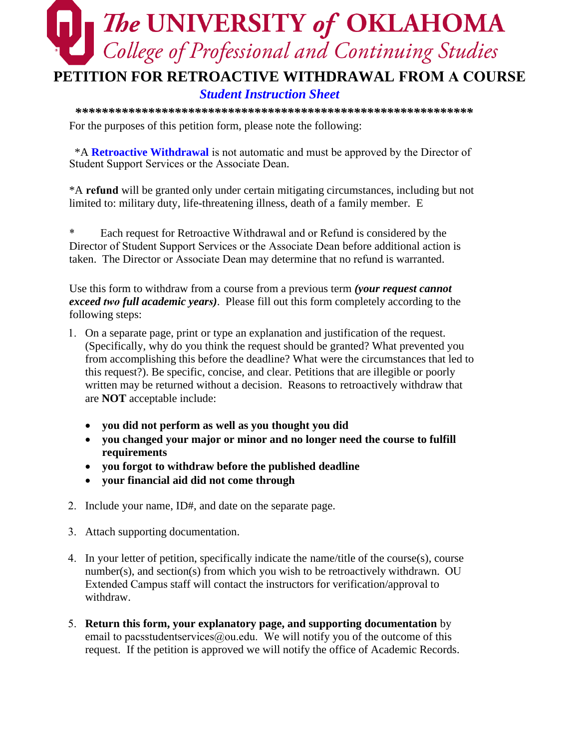# The UNIVERSITY of OKLAHOMA

## College of Professional and Continuing Studies

## PETITION FOR RETROACTIVE WITHDRAWAL FROM A COURSE

***Student Instruction Sheet***

**************************************************************

For the purposes of this petition form, please note the following:

*A **Retroactive Withdrawal** is not automatic and must be approved by the Director of Student Support Services or the Associate Dean.

*A **refund** will be granted only under certain mitigating circumstances, including but not limited to: military duty, life-threatening illness, death of a family member. E

* Each request for Retroactive Withdrawal and or Refund is considered by the Director of Student Support Services or the Associate Dean before additional action is taken. The Director or Associate Dean may determine that no refund is warranted.

Use this form to withdraw from a course from a previous term ***(your request cannot exceed two full academic years)***. Please fill out this form completely according to the following steps:

1. On a separate page, print or type an explanation and justification of the request. (Specifically, why do you think the request should be granted? What prevented you from accomplishing this before the deadline? What were the circumstances that led to this request?). Be specific, concise, and clear. Petitions that are illegible or poorly written may be returned without a decision. Reasons to retroactively withdraw that are **NOT** acceptable include:

   - **you did not perform as well as you thought you did**
   - **you changed your major or minor and no longer need the course to fulfill requirements**
   - **you forgot to withdraw before the published deadline**
   - **your financial aid did not come through**

2. Include your name, ID#, and date on the separate page.

3. Attach supporting documentation.

4. In your letter of petition, specifically indicate the name/title of the course(s), course number(s), and section(s) from which you wish to be retroactively withdrawn. OU Extended Campus staff will contact the instructors for verification/approval to withdraw.

5. **Return this form, your explanatory page, and supporting documentation** by email to pacsstudentservices@ou.edu. We will notify you of the outcome of this request. If the petition is approved we will notify the office of Academic Records.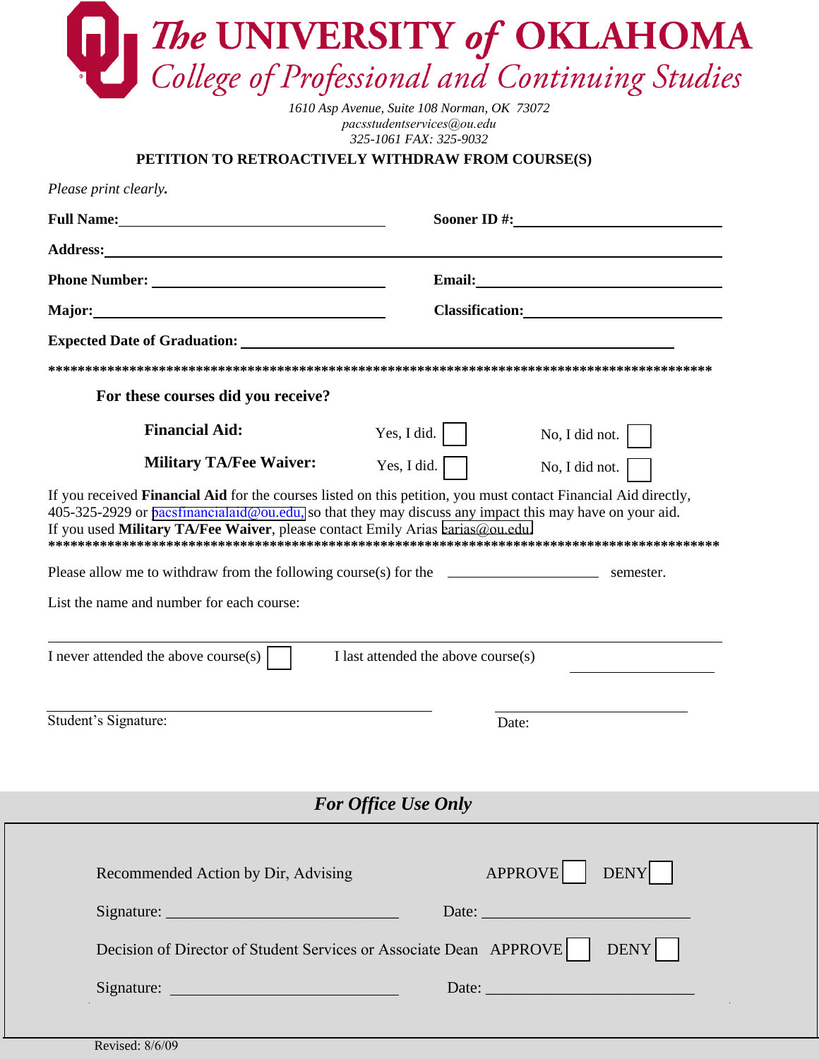# The UNIVERSITY of OKLAHOMA
## College of Professional and Continuing Studies

*1610 Asp Avenue, Suite 108 Norman, OK 73072*
*pacsstudentservices@ou.edu*
*325-1061 FAX: 325-9032*

**PETITION TO RETROACTIVELY WITHDRAW FROM COURSE(S)**

*Please print clearly.*

**Full Name:** ______________________________ **Sooner ID #:** ______________________

**Address:** ______________________________________________________________

**Phone Number:** __________________________ **Email:** __________________________

**Major:** ________________________________ **Classification:** ______________________

**Expected Date of Graduation:** _____________________________________________

*******************************************************************************************

**For these courses did you receive?**

**Financial Aid:** Yes, I did. ☐ No, I did not. ☐

**Military TA/Fee Waiver:** Yes, I did. ☐ No, I did not. ☐

If you received **Financial Aid** for the courses listed on this petition, you must contact Financial Aid directly, 405-325-2929 or pacsfinancialaid@ou.edu, so that they may discuss any impact this may have on your aid.
If you used **Military TA/Fee Waiver**, please contact Emily Arias earias@ou.edu.
*******************************************************************************************

Please allow me to withdraw from the following course(s) for the ________________ semester.

List the name and number for each course:

_______________________________________________________________________________

I never attended the above course(s) ☐ I last attended the above course(s) ________________

_______________________________________ ________________________
Student's Signature: Date:

---

### *For Office Use Only*

Recommended Action by Dir, Advising APPROVE ☐ DENY ☐

Signature: ___________________________ Date: _______________________

Decision of Director of Student Services or Associate Dean APPROVE ☐ DENY ☐

Signature: ___________________________ Date: _______________________

Revised: 8/6/09